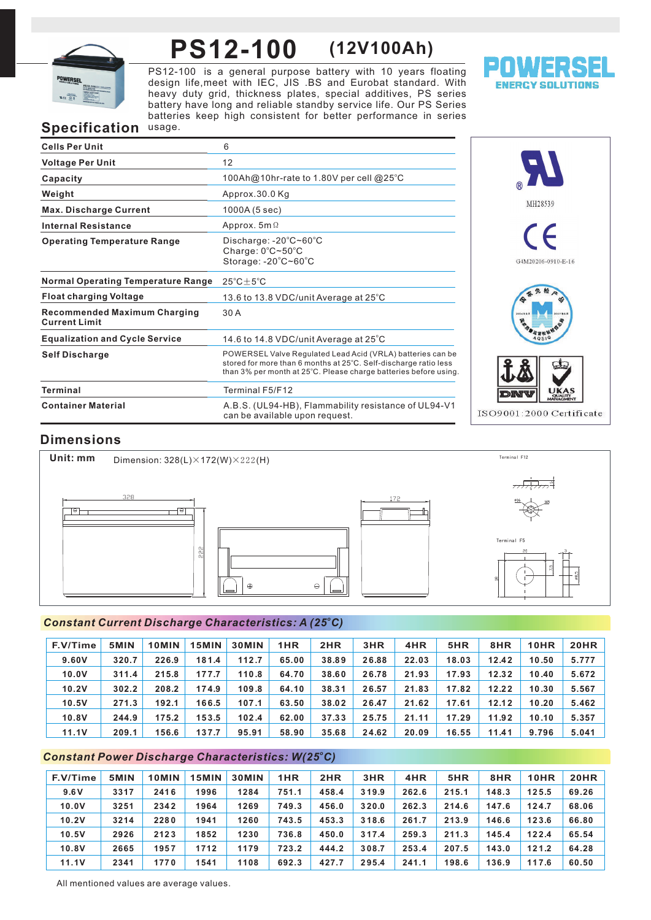# PS12-100 (12V100Ah)

PS12-100 is a general purpose battery with 10 years floating design life,meet with IEC, JIS .BS and Eurobat standard. With heavy duty grid, thickness plates, special additives, PS series battery have long and reliable standby service life. Our PS Series batteries keep high consistent for better performance in series usage.

POWERSEL ENERGY SOLUTIONS

## Specification

| | |
|---|---|
| **Cells Per Unit** | 6 |
| **Voltage Per Unit** | 12 |
| **Capacity** | 100Ah@10hr-rate to 1.80V per cell @25°C |
| **Weight** | Approx.30.0 Kg |
| **Max. Discharge Current** | 1000A (5 sec) |
| **Internal Resistance** | Approx. 5mΩ |
| **Operating Temperature Range** | Discharge: -20°C~60°C<br>Charge: 0°C~50°C<br>Storage: -20°C~60°C |
| **Normal Operating Temperature Range** | 25°C±5°C |
| **Float charging Voltage** | 13.6 to 13.8 VDC/unit Average at 25°C |
| **Recommended Maximum Charging Current Limit** | 30 A |
| **Equalization and Cycle Service** | 14.6 to 14.8 VDC/unit Average at 25°C |
| **Self Discharge** | POWERSEL Valve Regulated Lead Acid (VRLA) batteries can be stored for more than 6 months at 25°C. Self-discharge ratio less than 3% per month at 25°C. Please charge batteries before using. |
| **Terminal** | Terminal F5/F12 |
| **Container Material** | A.B.S. (UL94-HB), Flammability resistance of UL94-V1 can be available upon request. |

MH28539

G4M20206-0910-E-16

ISO9001:2000 Certificate

## Dimensions

**Unit: mm** Dimension: 328(L)×172(W)×222(H)

Terminal F12

Terminal F5

## *Constant Current Discharge Characteristics: A (25°C)*

| F.V/Time | 5MIN | 10MIN | 15MIN | 30MIN | 1HR | 2HR | 3HR | 4HR | 5HR | 8HR | 10HR | 20HR |
|---|---|---|---|---|---|---|---|---|---|---|---|---|
| 9.60V | 320.7 | 226.9 | 181.4 | 112.7 | 65.00 | 38.89 | 26.88 | 22.03 | 18.03 | 12.42 | 10.50 | 5.777 |
| 10.0V | 311.4 | 215.8 | 177.7 | 110.8 | 64.70 | 38.60 | 26.78 | 21.93 | 17.93 | 12.32 | 10.40 | 5.672 |
| 10.2V | 302.2 | 208.2 | 174.9 | 109.8 | 64.10 | 38.31 | 26.57 | 21.83 | 17.82 | 12.22 | 10.30 | 5.567 |
| 10.5V | 271.3 | 192.1 | 166.5 | 107.1 | 63.50 | 38.02 | 26.47 | 21.62 | 17.61 | 12.12 | 10.20 | 5.462 |
| 10.8V | 244.9 | 175.2 | 153.5 | 102.4 | 62.00 | 37.33 | 25.75 | 21.11 | 17.29 | 11.92 | 10.10 | 5.357 |
| 11.1V | 209.1 | 156.6 | 137.7 | 95.91 | 58.90 | 35.68 | 24.62 | 20.09 | 16.55 | 11.41 | 9.796 | 5.041 |

## *Constant Power Discharge Characteristics: W(25°C)*

| F.V/Time | 5MIN | 10MIN | 15MIN | 30MIN | 1HR | 2HR | 3HR | 4HR | 5HR | 8HR | 10HR | 20HR |
|---|---|---|---|---|---|---|---|---|---|---|---|---|
| 9.6V | 3317 | 2416 | 1996 | 1284 | 751.1 | 458.4 | 319.9 | 262.6 | 215.1 | 148.3 | 125.5 | 69.26 |
| 10.0V | 3251 | 2342 | 1964 | 1269 | 749.3 | 456.0 | 320.0 | 262.3 | 214.6 | 147.6 | 124.7 | 68.06 |
| 10.2V | 3214 | 2280 | 1941 | 1260 | 743.5 | 453.3 | 318.6 | 261.7 | 213.9 | 146.6 | 123.6 | 66.80 |
| 10.5V | 2926 | 2123 | 1852 | 1230 | 736.8 | 450.0 | 317.4 | 259.3 | 211.3 | 145.4 | 122.4 | 65.54 |
| 10.8V | 2665 | 1957 | 1712 | 1179 | 723.2 | 444.2 | 308.7 | 253.4 | 207.5 | 143.0 | 121.2 | 64.28 |
| 11.1V | 2341 | 1770 | 1541 | 1108 | 692.3 | 427.7 | 295.4 | 241.1 | 198.6 | 136.9 | 117.6 | 60.50 |

All mentioned values are average values.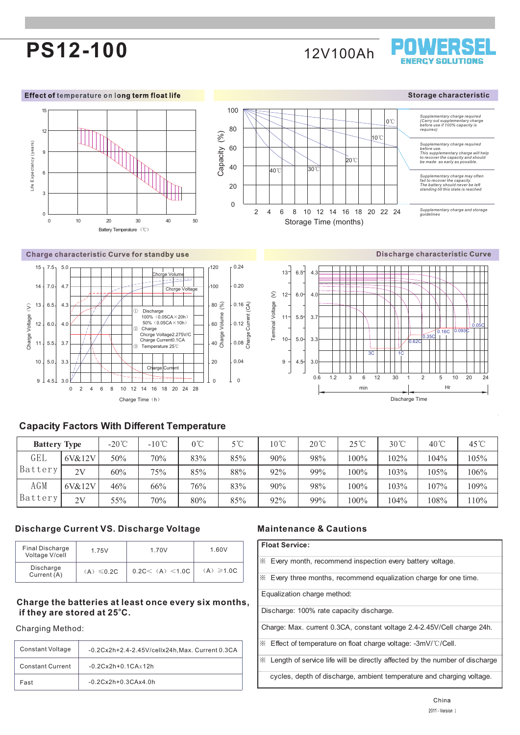# PS12-100

12V100Ah

POWERSEL ENERGY SOLUTIONS

## Effect of temperature on long term float life

Life Expectancy (years)

15
12
9
6
3
0

0 10 20 30 40 50

Battery Temperature (℃)

## Storage characteristic

Capacity (%)

100
80
60
40
20
0

2 4 6 8 10 12 14 16 18 20 22 24

Storage Time (months)

0℃ 10℃ 20℃ 30℃ 40℃

*Supplementary charge required (Carry out supplementary charge before use if 100% capacity is requires)*

*Supplementary charge required before use. This supplementary charge will help to recover the capacity and should be made as early as possible.*

*Supplementary charge may often fail to recover the capacity. The battery should never be left standing till this state is reached*

*Supplementary charge and storage guidelines*

## Charge characteristic Curve for standby use

Charge Voltage (V)

15 7.5 5.0
14 7.0 4.7
13 6.5 4.3
12 6.0 4.0
11 5.5 3.7
10 5.0 3.3
9 4.5 3.0

Charge Volume (%): 120 100 80 60 40 20 0

Charge Current (CA): 0.24 0.20 0.16 0.12 0.08 0.04 0

0 2 4 6 8 10 12 14 16 18 20 24 28

Charge Time (h)

Chrcge Volume

Chrcge Voltage

Charge Current

① Discharge 100% (0.05CA×20h) 50% (0.05CA×10h)
② Charge Chrcge Voltage2.275V/C Charge Current0.1CA
③ Temperature 25℃

## Discharge characteristic Curve

Terminal Voltage (V)

13 6.5 4.3
12 6.0 4.0
11 5.5 3.7
10 5.0 3.3
9 4.5 3.0

0.6 1.2 3 6 12 30 1 2 5 10 20 24

min Hr

Discharge Time

3C 1C 0.62C 0.35C 0.16C 0.093C 0.05C

## Capacity Factors With Different Temperature

| Battery Type | | -20℃ | -10℃ | 0℃ | 5℃ | 10℃ | 20℃ | 25℃ | 30℃ | 40℃ | 45℃ |
|---|---|---|---|---|---|---|---|---|---|---|---|
| GEL Battery | 6V&12V | 50% | 70% | 83% | 85% | 90% | 98% | 100% | 102% | 104% | 105% |
| | 2V | 60% | 75% | 85% | 88% | 92% | 99% | 100% | 103% | 105% | 106% |
| AGM Battery | 6V&12V | 46% | 66% | 76% | 83% | 90% | 98% | 100% | 103% | 107% | 109% |
| | 2V | 55% | 70% | 80% | 85% | 92% | 99% | 100% | 104% | 108% | 110% |

## Discharge Current VS. Discharge Voltage

| Final Discharge Voltage V/cell | 1.75V | 1.70V | 1.60V |
|---|---|---|---|
| Discharge Current (A) | (A) ≤0.2C | 0.2C< (A) <1.0C | (A) ≥1.0C |

## Charge the batteries at least once every six months, if they are stored at 25°C.

Charging Method:

| | |
|---|---|
| Constant Voltage | -0.2Cx2h+2.4-2.45V/cellx24h,Max. Current 0.3CA |
| Constant Current | -0.2Cx2h+0.1CAx12h |
| Fast | -0.2Cx2h+0.3CAx4.0h |

## Maintenance & Cautions

**Float Service:**

※ Every month, recommend inspection every battery voltage.

※ Every three months, recommend equalization charge for one time.

Equalization charge method:

Discharge: 100% rate capacity discharge.

Charge: Max. current 0.3CA, constant voltage 2.4-2.45V/Cell charge 24h.

※ Effect of temperature on float charge voltage: -3mV/℃/Cell.

※ Length of service life will be directly affected by the number of discharge cycles, depth of discharge, ambient temperature and charging voltage.

China

2011 - Version 1